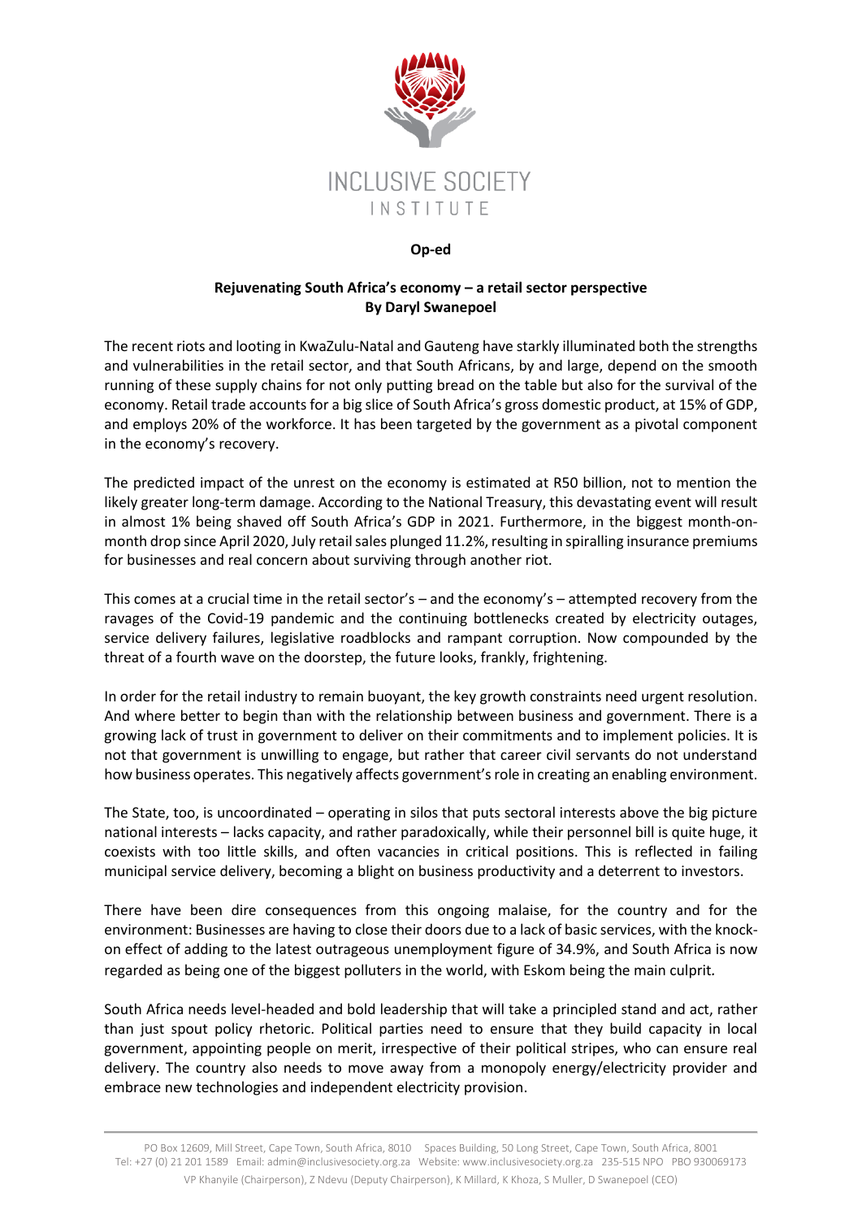INCLUSIVE SOCIETY INSTITUTE

**Op-ed**

## Rejuvenating South Africa's economy – a retail sector perspective

**By Daryl Swanepoel**

The recent riots and looting in KwaZulu-Natal and Gauteng have starkly illuminated both the strengths and vulnerabilities in the retail sector, and that South Africans, by and large, depend on the smooth running of these supply chains for not only putting bread on the table but also for the survival of the economy. Retail trade accounts for a big slice of South Africa's gross domestic product, at 15% of GDP, and employs 20% of the workforce. It has been targeted by the government as a pivotal component in the economy's recovery.

The predicted impact of the unrest on the economy is estimated at R50 billion, not to mention the likely greater long-term damage. According to the National Treasury, this devastating event will result in almost 1% being shaved off South Africa's GDP in 2021. Furthermore, in the biggest month-on-month drop since April 2020, July retail sales plunged 11.2%, resulting in spiralling insurance premiums for businesses and real concern about surviving through another riot.

This comes at a crucial time in the retail sector's – and the economy's – attempted recovery from the ravages of the Covid-19 pandemic and the continuing bottlenecks created by electricity outages, service delivery failures, legislative roadblocks and rampant corruption. Now compounded by the threat of a fourth wave on the doorstep, the future looks, frankly, frightening.

In order for the retail industry to remain buoyant, the key growth constraints need urgent resolution. And where better to begin than with the relationship between business and government. There is a growing lack of trust in government to deliver on their commitments and to implement policies. It is not that government is unwilling to engage, but rather that career civil servants do not understand how business operates. This negatively affects government's role in creating an enabling environment.

The State, too, is uncoordinated – operating in silos that puts sectoral interests above the big picture national interests – lacks capacity, and rather paradoxically, while their personnel bill is quite huge, it coexists with too little skills, and often vacancies in critical positions. This is reflected in failing municipal service delivery, becoming a blight on business productivity and a deterrent to investors.

There have been dire consequences from this ongoing malaise, for the country and for the environment: Businesses are having to close their doors due to a lack of basic services, with the knock-on effect of adding to the latest outrageous unemployment figure of 34.9%, and South Africa is now regarded as being one of the biggest polluters in the world, with Eskom being the main culprit.

South Africa needs level-headed and bold leadership that will take a principled stand and act, rather than just spout policy rhetoric. Political parties need to ensure that they build capacity in local government, appointing people on merit, irrespective of their political stripes, who can ensure real delivery. The country also needs to move away from a monopoly energy/electricity provider and embrace new technologies and independent electricity provision.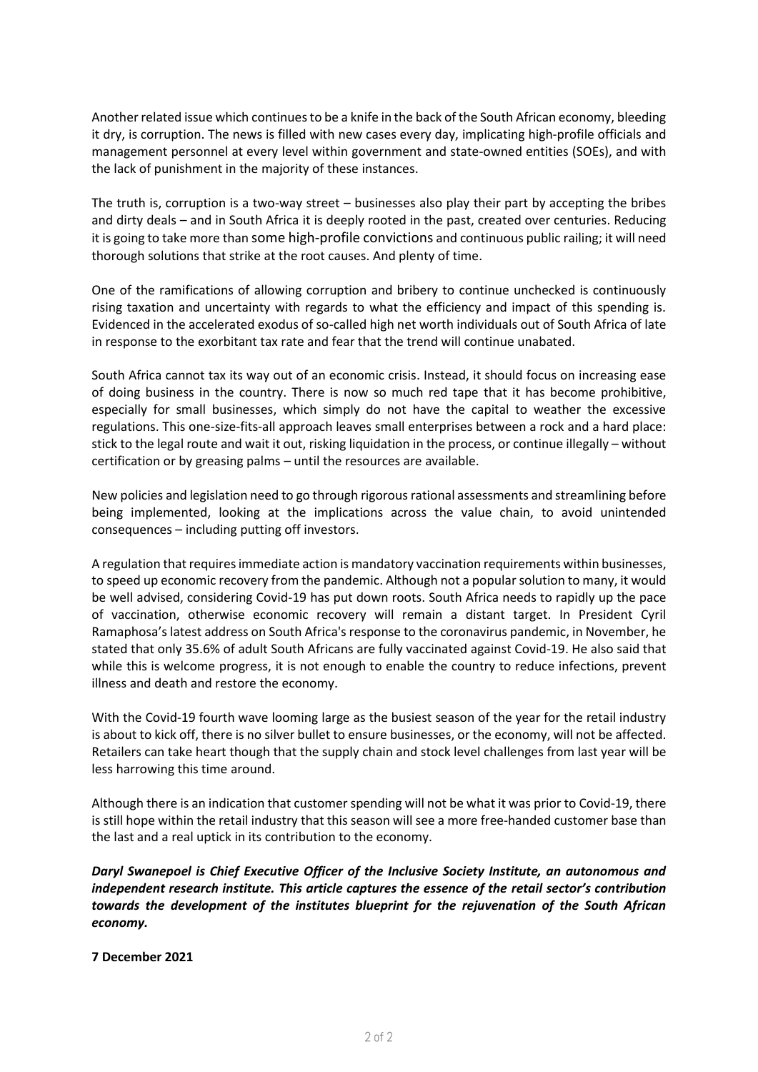Another related issue which continues to be a knife in the back of the South African economy, bleeding it dry, is corruption. The news is filled with new cases every day, implicating high-profile officials and management personnel at every level within government and state-owned entities (SOEs), and with the lack of punishment in the majority of these instances.

The truth is, corruption is a two-way street – businesses also play their part by accepting the bribes and dirty deals – and in South Africa it is deeply rooted in the past, created over centuries. Reducing it is going to take more than some high-profile convictions and continuous public railing; it will need thorough solutions that strike at the root causes. And plenty of time.

One of the ramifications of allowing corruption and bribery to continue unchecked is continuously rising taxation and uncertainty with regards to what the efficiency and impact of this spending is. Evidenced in the accelerated exodus of so-called high net worth individuals out of South Africa of late in response to the exorbitant tax rate and fear that the trend will continue unabated.

South Africa cannot tax its way out of an economic crisis. Instead, it should focus on increasing ease of doing business in the country. There is now so much red tape that it has become prohibitive, especially for small businesses, which simply do not have the capital to weather the excessive regulations. This one-size-fits-all approach leaves small enterprises between a rock and a hard place: stick to the legal route and wait it out, risking liquidation in the process, or continue illegally – without certification or by greasing palms – until the resources are available.

New policies and legislation need to go through rigorous rational assessments and streamlining before being implemented, looking at the implications across the value chain, to avoid unintended consequences – including putting off investors.

A regulation that requires immediate action is mandatory vaccination requirements within businesses, to speed up economic recovery from the pandemic. Although not a popular solution to many, it would be well advised, considering Covid-19 has put down roots. South Africa needs to rapidly up the pace of vaccination, otherwise economic recovery will remain a distant target. In President Cyril Ramaphosa's latest address on South Africa's response to the coronavirus pandemic, in November, he stated that only 35.6% of adult South Africans are fully vaccinated against Covid-19. He also said that while this is welcome progress, it is not enough to enable the country to reduce infections, prevent illness and death and restore the economy.

With the Covid-19 fourth wave looming large as the busiest season of the year for the retail industry is about to kick off, there is no silver bullet to ensure businesses, or the economy, will not be affected. Retailers can take heart though that the supply chain and stock level challenges from last year will be less harrowing this time around.

Although there is an indication that customer spending will not be what it was prior to Covid-19, there is still hope within the retail industry that this season will see a more free-handed customer base than the last and a real uptick in its contribution to the economy.

***Daryl Swanepoel is Chief Executive Officer of the Inclusive Society Institute, an autonomous and independent research institute. This article captures the essence of the retail sector's contribution towards the development of the institutes blueprint for the rejuvenation of the South African economy.***

**7 December 2021**